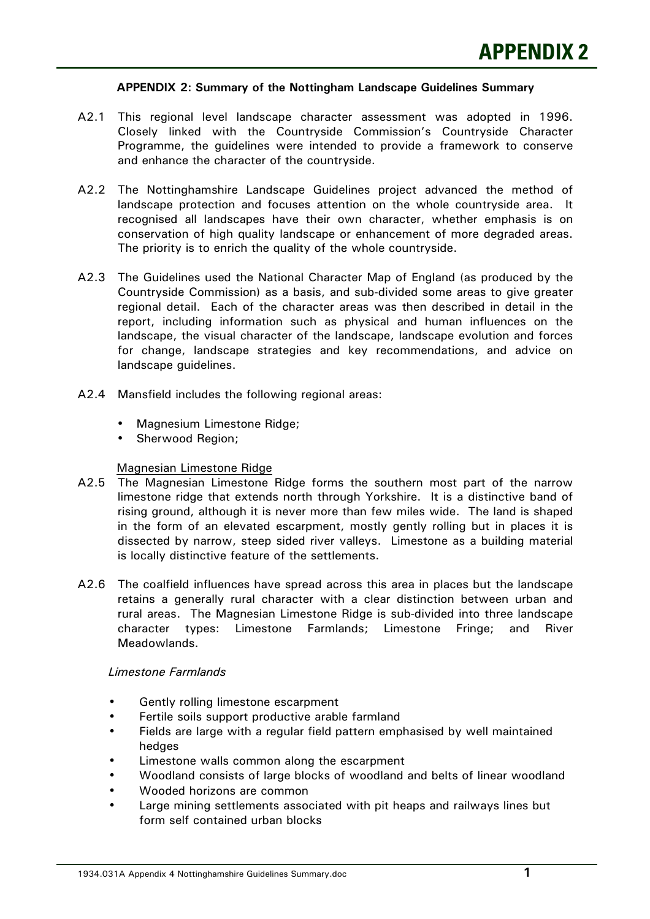# APPENDIX 2

**APPENDIX 2: Summary of the Nottingham Landscape Guidelines Summary**

A2.1 This regional level landscape character assessment was adopted in 1996. Closely linked with the Countryside Commission's Countryside Character Programme, the guidelines were intended to provide a framework to conserve and enhance the character of the countryside.

A2.2 The Nottinghamshire Landscape Guidelines project advanced the method of landscape protection and focuses attention on the whole countryside area. It recognised all landscapes have their own character, whether emphasis is on conservation of high quality landscape or enhancement of more degraded areas. The priority is to enrich the quality of the whole countryside.

A2.3 The Guidelines used the National Character Map of England (as produced by the Countryside Commission) as a basis, and sub-divided some areas to give greater regional detail. Each of the character areas was then described in detail in the report, including information such as physical and human influences on the landscape, the visual character of the landscape, landscape evolution and forces for change, landscape strategies and key recommendations, and advice on landscape guidelines.

A2.4 Mansfield includes the following regional areas:

- Magnesium Limestone Ridge;
- Sherwood Region;

Magnesian Limestone Ridge

A2.5 The Magnesian Limestone Ridge forms the southern most part of the narrow limestone ridge that extends north through Yorkshire. It is a distinctive band of rising ground, although it is never more than few miles wide. The land is shaped in the form of an elevated escarpment, mostly gently rolling but in places it is dissected by narrow, steep sided river valleys. Limestone as a building material is locally distinctive feature of the settlements.

A2.6 The coalfield influences have spread across this area in places but the landscape retains a generally rural character with a clear distinction between urban and rural areas. The Magnesian Limestone Ridge is sub-divided into three landscape character types: Limestone Farmlands; Limestone Fringe; and River Meadowlands.

*Limestone Farmlands*

- Gently rolling limestone escarpment
- Fertile soils support productive arable farmland
- Fields are large with a regular field pattern emphasised by well maintained hedges
- Limestone walls common along the escarpment
- Woodland consists of large blocks of woodland and belts of linear woodland
- Wooded horizons are common
- Large mining settlements associated with pit heaps and railways lines but form self contained urban blocks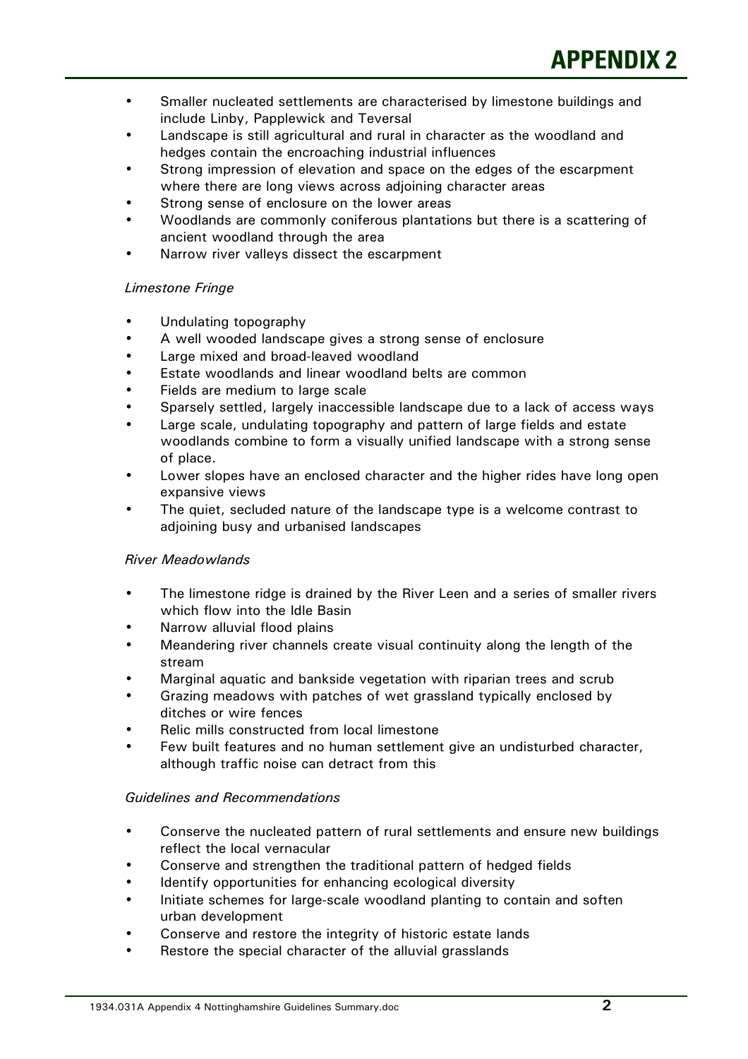- Smaller nucleated settlements are characterised by limestone buildings and include Linby, Papplewick and Teversal
- Landscape is still agricultural and rural in character as the woodland and hedges contain the encroaching industrial influences
- Strong impression of elevation and space on the edges of the escarpment where there are long views across adjoining character areas
- Strong sense of enclosure on the lower areas
- Woodlands are commonly coniferous plantations but there is a scattering of ancient woodland through the area
- Narrow river valleys dissect the escarpment

*Limestone Fringe*

- Undulating topography
- A well wooded landscape gives a strong sense of enclosure
- Large mixed and broad-leaved woodland
- Estate woodlands and linear woodland belts are common
- Fields are medium to large scale
- Sparsely settled, largely inaccessible landscape due to a lack of access ways
- Large scale, undulating topography and pattern of large fields and estate woodlands combine to form a visually unified landscape with a strong sense of place.
- Lower slopes have an enclosed character and the higher rides have long open expansive views
- The quiet, secluded nature of the landscape type is a welcome contrast to adjoining busy and urbanised landscapes

*River Meadowlands*

- The limestone ridge is drained by the River Leen and a series of smaller rivers which flow into the Idle Basin
- Narrow alluvial flood plains
- Meandering river channels create visual continuity along the length of the stream
- Marginal aquatic and bankside vegetation with riparian trees and scrub
- Grazing meadows with patches of wet grassland typically enclosed by ditches or wire fences
- Relic mills constructed from local limestone
- Few built features and no human settlement give an undisturbed character, although traffic noise can detract from this

*Guidelines and Recommendations*

- Conserve the nucleated pattern of rural settlements and ensure new buildings reflect the local vernacular
- Conserve and strengthen the traditional pattern of hedged fields
- Identify opportunities for enhancing ecological diversity
- Initiate schemes for large-scale woodland planting to contain and soften urban development
- Conserve and restore the integrity of historic estate lands
- Restore the special character of the alluvial grasslands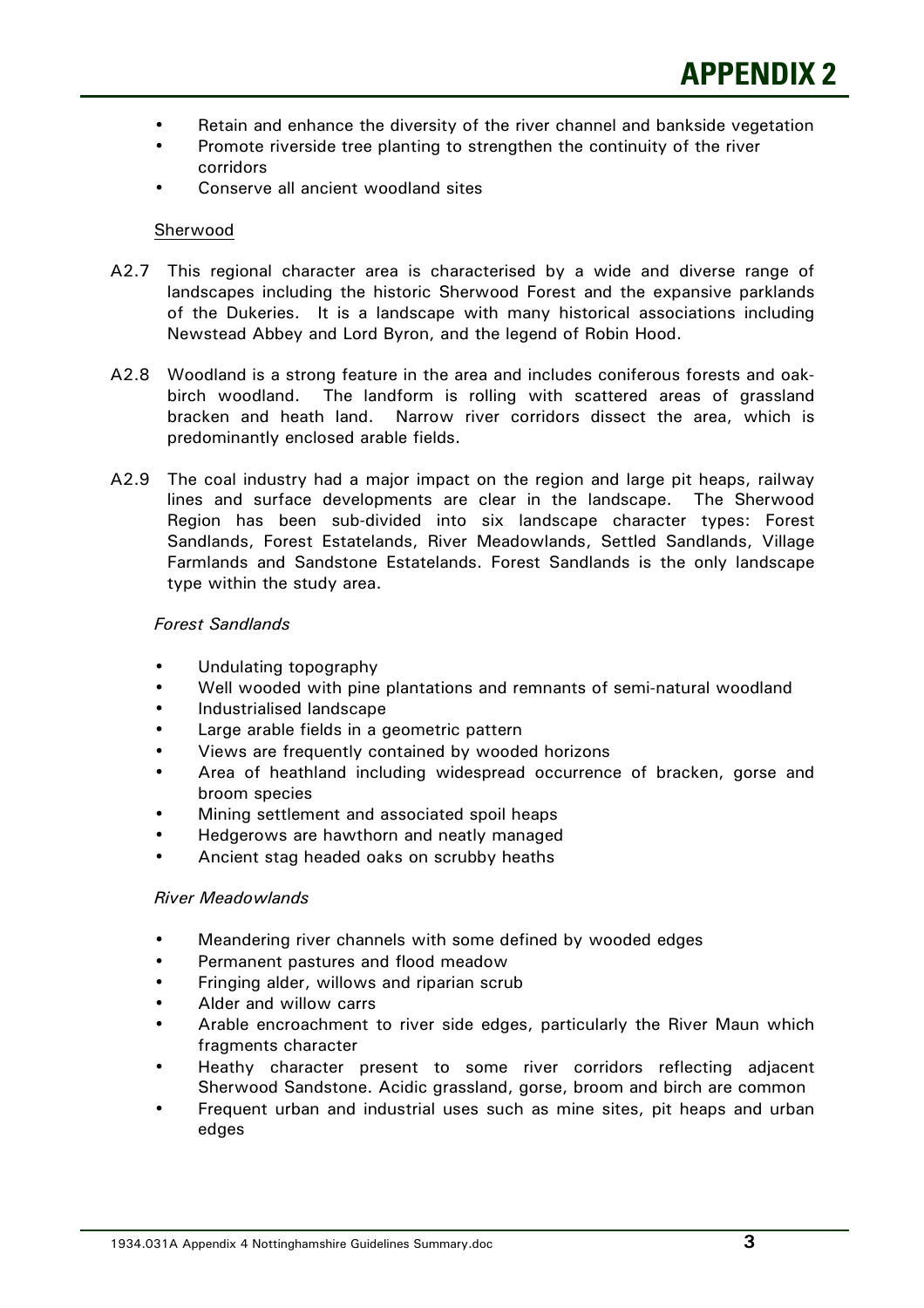- Retain and enhance the diversity of the river channel and bankside vegetation
- Promote riverside tree planting to strengthen the continuity of the river corridors
- Conserve all ancient woodland sites

Sherwood

A2.7 This regional character area is characterised by a wide and diverse range of landscapes including the historic Sherwood Forest and the expansive parklands of the Dukeries. It is a landscape with many historical associations including Newstead Abbey and Lord Byron, and the legend of Robin Hood.

A2.8 Woodland is a strong feature in the area and includes coniferous forests and oak-birch woodland. The landform is rolling with scattered areas of grassland bracken and heath land. Narrow river corridors dissect the area, which is predominantly enclosed arable fields.

A2.9 The coal industry had a major impact on the region and large pit heaps, railway lines and surface developments are clear in the landscape. The Sherwood Region has been sub-divided into six landscape character types: Forest Sandlands, Forest Estatelands, River Meadowlands, Settled Sandlands, Village Farmlands and Sandstone Estatelands. Forest Sandlands is the only landscape type within the study area.

*Forest Sandlands*

- Undulating topography
- Well wooded with pine plantations and remnants of semi-natural woodland
- Industrialised landscape
- Large arable fields in a geometric pattern
- Views are frequently contained by wooded horizons
- Area of heathland including widespread occurrence of bracken, gorse and broom species
- Mining settlement and associated spoil heaps
- Hedgerows are hawthorn and neatly managed
- Ancient stag headed oaks on scrubby heaths

*River Meadowlands*

- Meandering river channels with some defined by wooded edges
- Permanent pastures and flood meadow
- Fringing alder, willows and riparian scrub
- Alder and willow carrs
- Arable encroachment to river side edges, particularly the River Maun which fragments character
- Heathy character present to some river corridors reflecting adjacent Sherwood Sandstone. Acidic grassland, gorse, broom and birch are common
- Frequent urban and industrial uses such as mine sites, pit heaps and urban edges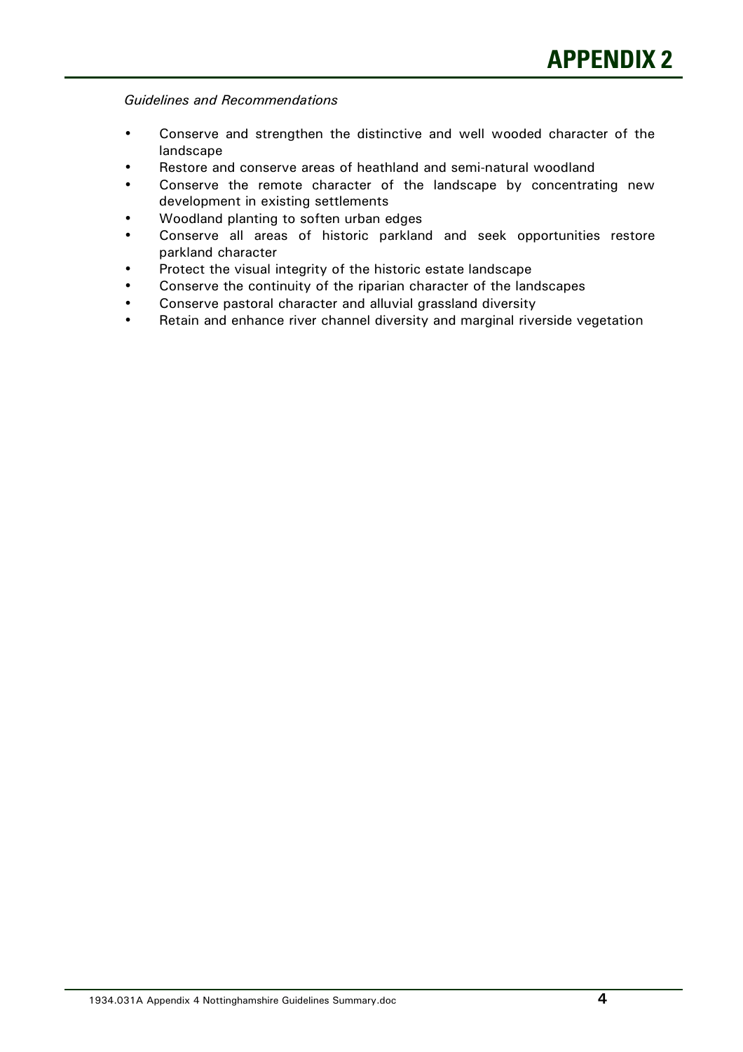*Guidelines and Recommendations*

- Conserve and strengthen the distinctive and well wooded character of the landscape
- Restore and conserve areas of heathland and semi-natural woodland
- Conserve the remote character of the landscape by concentrating new development in existing settlements
- Woodland planting to soften urban edges
- Conserve all areas of historic parkland and seek opportunities restore parkland character
- Protect the visual integrity of the historic estate landscape
- Conserve the continuity of the riparian character of the landscapes
- Conserve pastoral character and alluvial grassland diversity
- Retain and enhance river channel diversity and marginal riverside vegetation